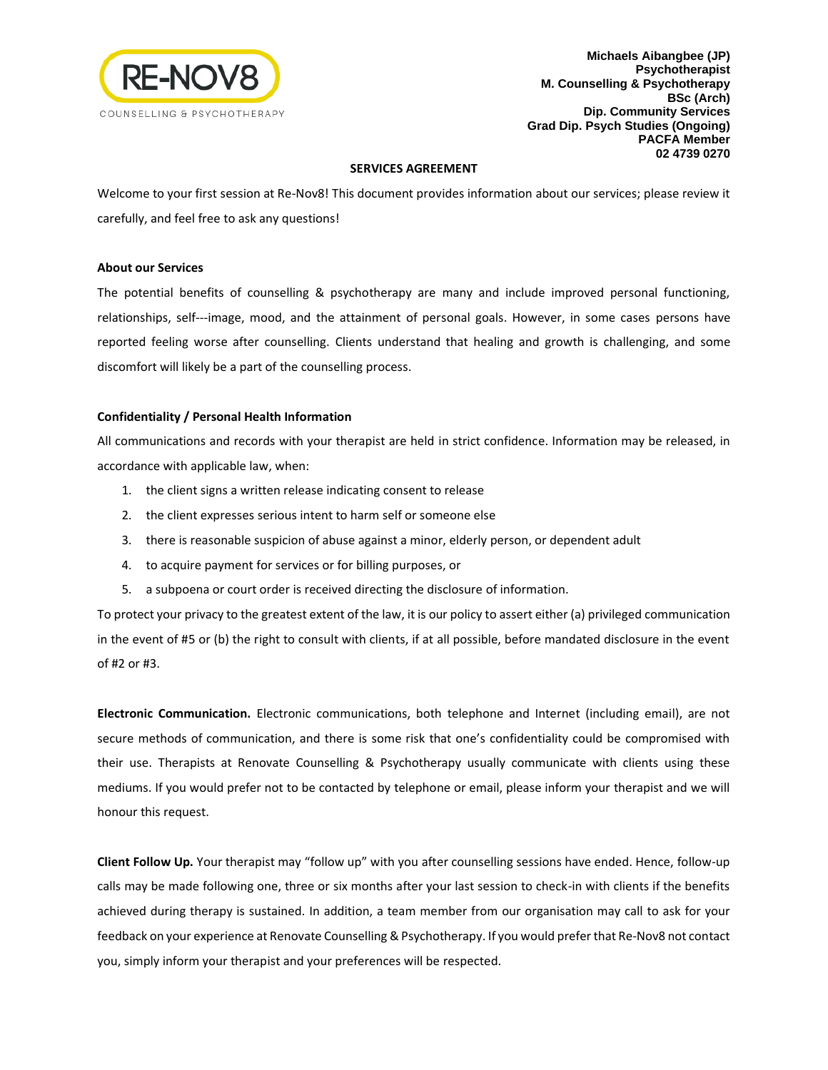RE-NOV8

COUNSELLING & PSYCHOTHERAPY

**Michaels Aibangbee (JP)**
**Psychotherapist**
**M. Counselling & Psychotherapy**
**BSc (Arch)**
**Dip. Community Services**
**Grad Dip. Psych Studies (Ongoing)**
**PACFA Member**
**02 4739 0270**

## SERVICES AGREEMENT

Welcome to your first session at Re-Nov8! This document provides information about our services; please review it carefully, and feel free to ask any questions!

### About our Services

The potential benefits of counselling & psychotherapy are many and include improved personal functioning, relationships, self---image, mood, and the attainment of personal goals. However, in some cases persons have reported feeling worse after counselling. Clients understand that healing and growth is challenging, and some discomfort will likely be a part of the counselling process.

### Confidentiality / Personal Health Information

All communications and records with your therapist are held in strict confidence. Information may be released, in accordance with applicable law, when:

1. the client signs a written release indicating consent to release
2. the client expresses serious intent to harm self or someone else
3. there is reasonable suspicion of abuse against a minor, elderly person, or dependent adult
4. to acquire payment for services or for billing purposes, or
5. a subpoena or court order is received directing the disclosure of information.

To protect your privacy to the greatest extent of the law, it is our policy to assert either (a) privileged communication in the event of #5 or (b) the right to consult with clients, if at all possible, before mandated disclosure in the event of #2 or #3.

**Electronic Communication.** Electronic communications, both telephone and Internet (including email), are not secure methods of communication, and there is some risk that one's confidentiality could be compromised with their use. Therapists at Renovate Counselling & Psychotherapy usually communicate with clients using these mediums. If you would prefer not to be contacted by telephone or email, please inform your therapist and we will honour this request.

**Client Follow Up.** Your therapist may "follow up" with you after counselling sessions have ended. Hence, follow-up calls may be made following one, three or six months after your last session to check-in with clients if the benefits achieved during therapy is sustained. In addition, a team member from our organisation may call to ask for your feedback on your experience at Renovate Counselling & Psychotherapy. If you would prefer that Re-Nov8 not contact you, simply inform your therapist and your preferences will be respected.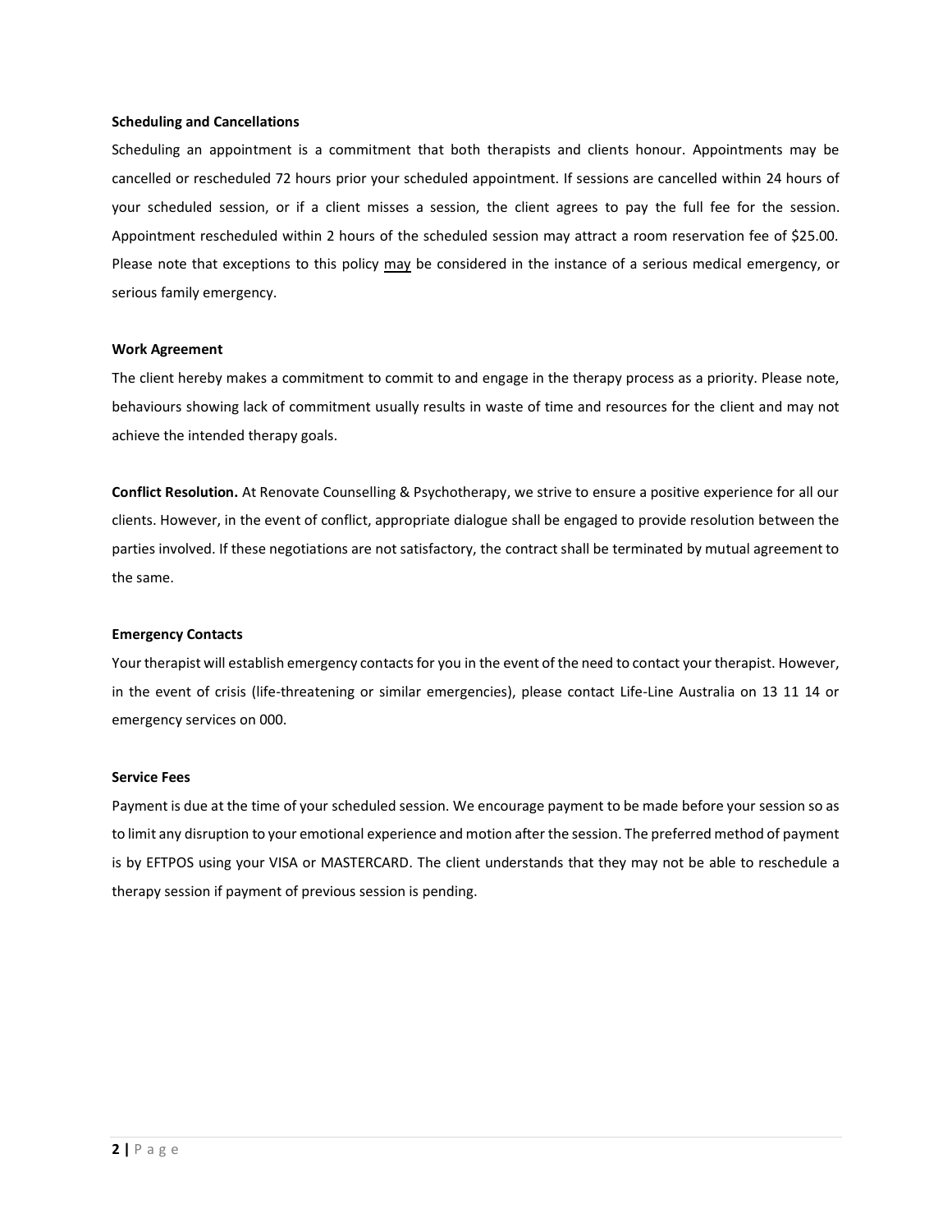**Scheduling and Cancellations**

Scheduling an appointment is a commitment that both therapists and clients honour. Appointments may be cancelled or rescheduled 72 hours prior your scheduled appointment. If sessions are cancelled within 24 hours of your scheduled session, or if a client misses a session, the client agrees to pay the full fee for the session. Appointment rescheduled within 2 hours of the scheduled session may attract a room reservation fee of $25.00. Please note that exceptions to this policy <u>may</u> be considered in the instance of a serious medical emergency, or serious family emergency.

**Work Agreement**

The client hereby makes a commitment to commit to and engage in the therapy process as a priority. Please note, behaviours showing lack of commitment usually results in waste of time and resources for the client and may not achieve the intended therapy goals.

**Conflict Resolution.** At Renovate Counselling & Psychotherapy, we strive to ensure a positive experience for all our clients. However, in the event of conflict, appropriate dialogue shall be engaged to provide resolution between the parties involved. If these negotiations are not satisfactory, the contract shall be terminated by mutual agreement to the same.

**Emergency Contacts**

Your therapist will establish emergency contacts for you in the event of the need to contact your therapist. However, in the event of crisis (life-threatening or similar emergencies), please contact Life-Line Australia on 13 11 14 or emergency services on 000.

**Service Fees**

Payment is due at the time of your scheduled session. We encourage payment to be made before your session so as to limit any disruption to your emotional experience and motion after the session. The preferred method of payment is by EFTPOS using your VISA or MASTERCARD. The client understands that they may not be able to reschedule a therapy session if payment of previous session is pending.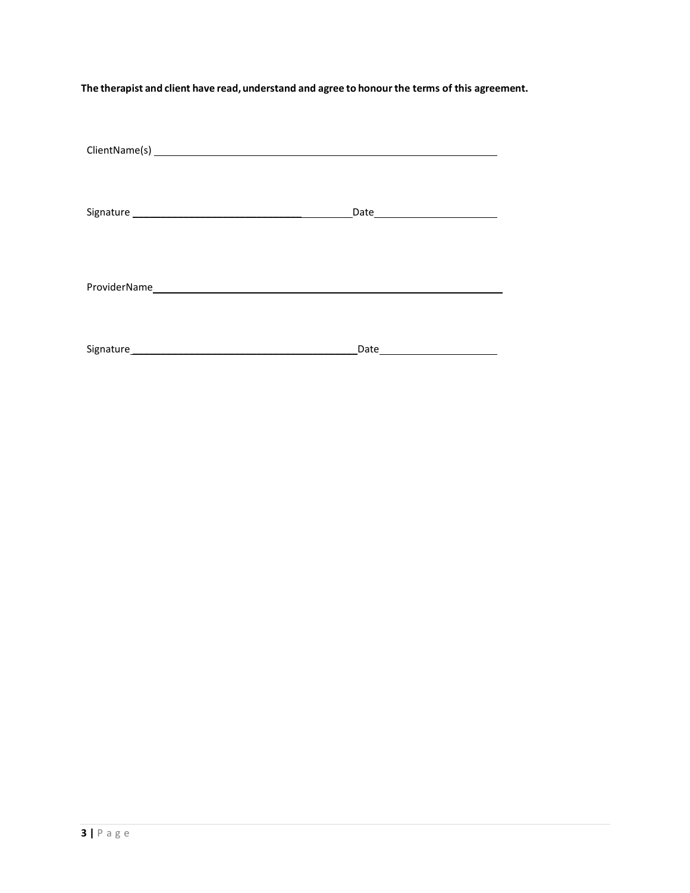**The therapist and client have read, understand and agree to honour the terms of this agreement.**

ClientName(s) ____________________________________________

Signature ______________________________ Date ____________________

ProviderName ____________________________________________

Signature ______________________________ Date ____________________